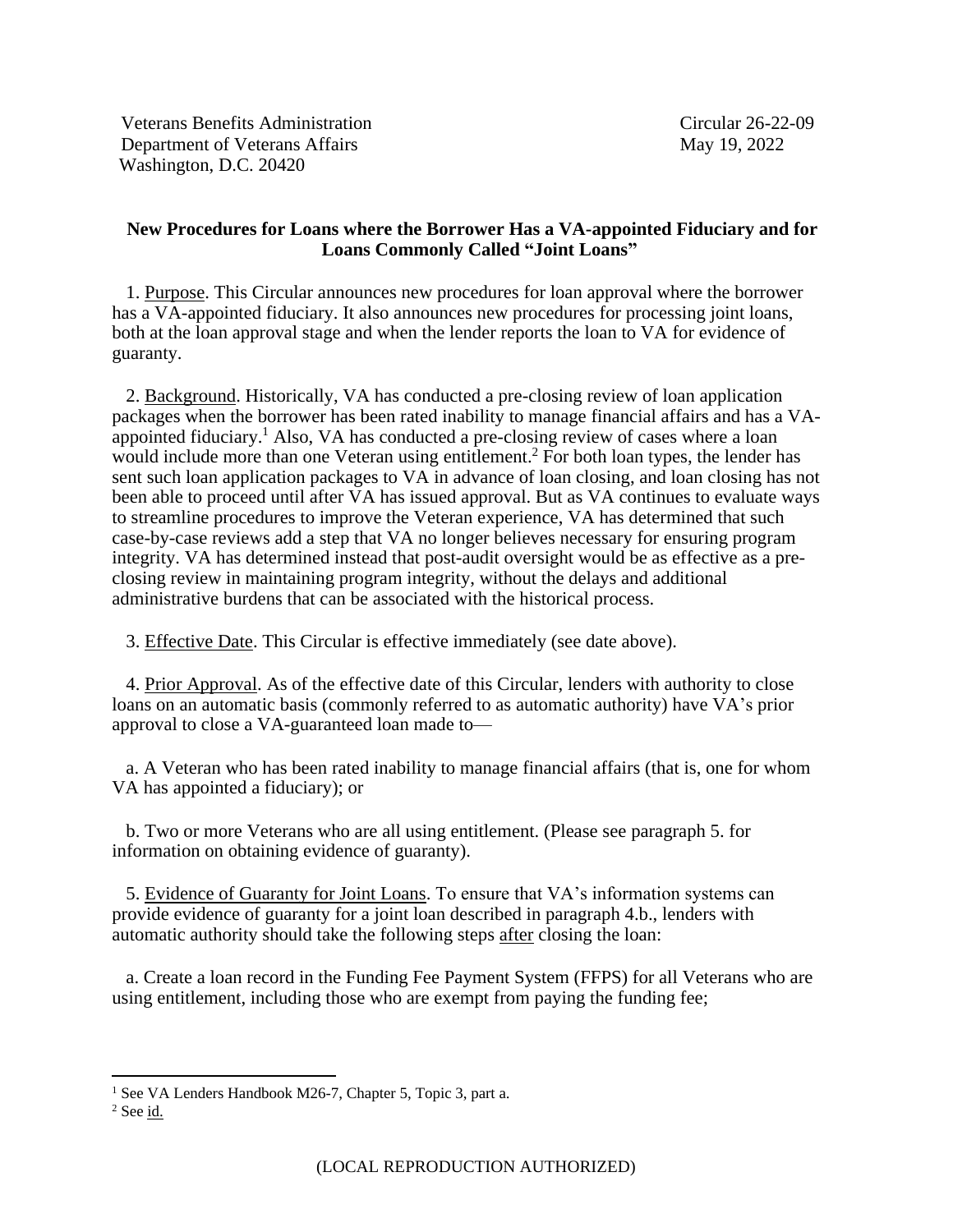Veterans Benefits Administration
Department of Veterans Affairs
Washington, D.C. 20420

Circular 26-22-09
May 19, 2022

**New Procedures for Loans where the Borrower Has a VA-appointed Fiduciary and for Loans Commonly Called "Joint Loans"**

1. Purpose. This Circular announces new procedures for loan approval where the borrower has a VA-appointed fiduciary. It also announces new procedures for processing joint loans, both at the loan approval stage and when the lender reports the loan to VA for evidence of guaranty.

2. Background. Historically, VA has conducted a pre-closing review of loan application packages when the borrower has been rated inability to manage financial affairs and has a VA-appointed fiduciary.[1] Also, VA has conducted a pre-closing review of cases where a loan would include more than one Veteran using entitlement.[2] For both loan types, the lender has sent such loan application packages to VA in advance of loan closing, and loan closing has not been able to proceed until after VA has issued approval. But as VA continues to evaluate ways to streamline procedures to improve the Veteran experience, VA has determined that such case-by-case reviews add a step that VA no longer believes necessary for ensuring program integrity. VA has determined instead that post-audit oversight would be as effective as a pre-closing review in maintaining program integrity, without the delays and additional administrative burdens that can be associated with the historical process.

3. Effective Date. This Circular is effective immediately (see date above).

4. Prior Approval. As of the effective date of this Circular, lenders with authority to close loans on an automatic basis (commonly referred to as automatic authority) have VA's prior approval to close a VA-guaranteed loan made to—

a. A Veteran who has been rated inability to manage financial affairs (that is, one for whom VA has appointed a fiduciary); or

b. Two or more Veterans who are all using entitlement. (Please see paragraph 5. for information on obtaining evidence of guaranty).

5. Evidence of Guaranty for Joint Loans. To ensure that VA's information systems can provide evidence of guaranty for a joint loan described in paragraph 4.b., lenders with automatic authority should take the following steps after closing the loan:

a. Create a loan record in the Funding Fee Payment System (FFPS) for all Veterans who are using entitlement, including those who are exempt from paying the funding fee;

[1] See VA Lenders Handbook M26-7, Chapter 5, Topic 3, part a.

[2] See id.

(LOCAL REPRODUCTION AUTHORIZED)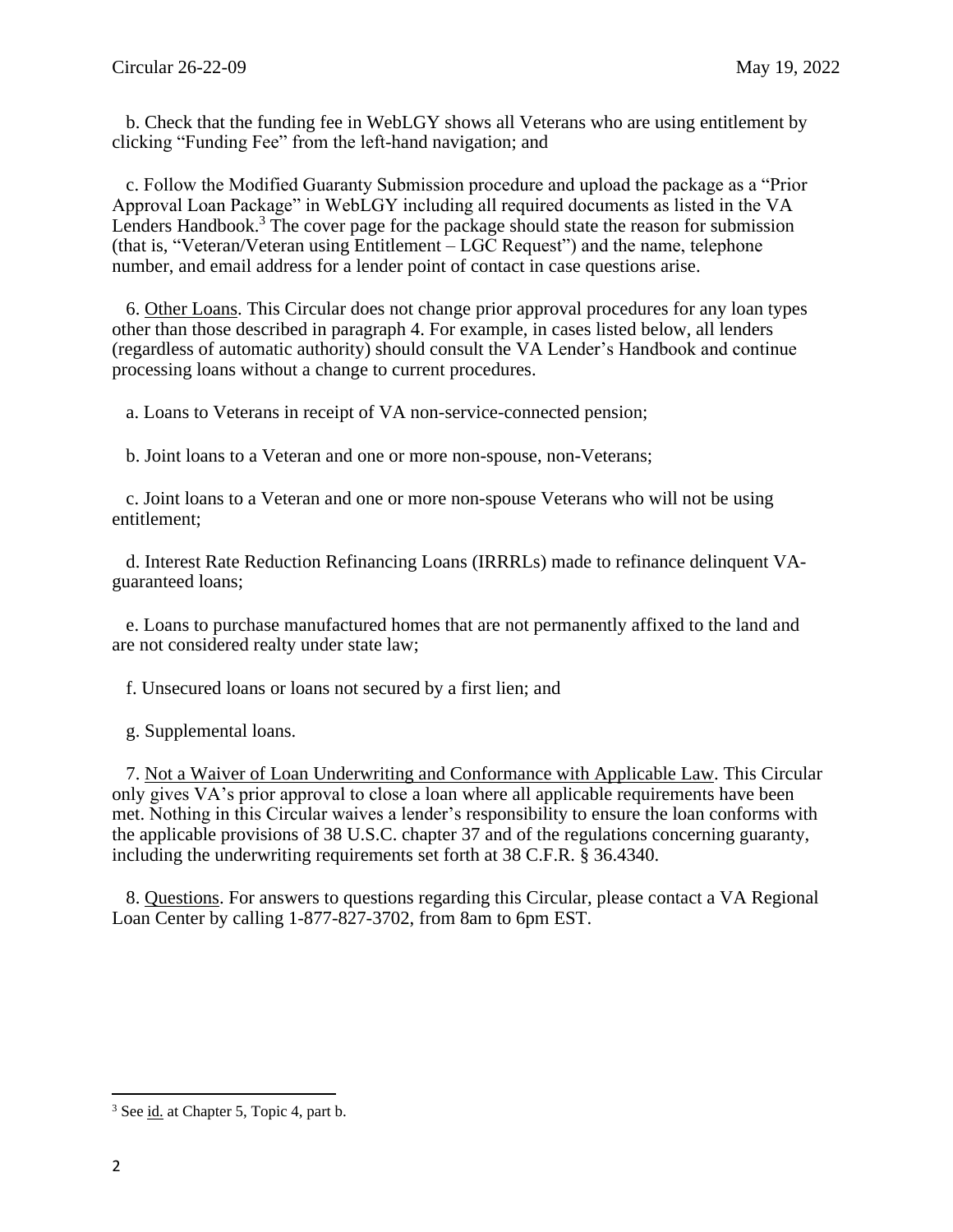b. Check that the funding fee in WebLGY shows all Veterans who are using entitlement by clicking "Funding Fee" from the left-hand navigation; and

c. Follow the Modified Guaranty Submission procedure and upload the package as a "Prior Approval Loan Package" in WebLGY including all required documents as listed in the VA Lenders Handbook.[3] The cover page for the package should state the reason for submission (that is, "Veteran/Veteran using Entitlement – LGC Request") and the name, telephone number, and email address for a lender point of contact in case questions arise.

6. Other Loans. This Circular does not change prior approval procedures for any loan types other than those described in paragraph 4. For example, in cases listed below, all lenders (regardless of automatic authority) should consult the VA Lender's Handbook and continue processing loans without a change to current procedures.

a. Loans to Veterans in receipt of VA non-service-connected pension;

b. Joint loans to a Veteran and one or more non-spouse, non-Veterans;

c. Joint loans to a Veteran and one or more non-spouse Veterans who will not be using entitlement;

d. Interest Rate Reduction Refinancing Loans (IRRRLs) made to refinance delinquent VA-guaranteed loans;

e. Loans to purchase manufactured homes that are not permanently affixed to the land and are not considered realty under state law;

f. Unsecured loans or loans not secured by a first lien; and

g. Supplemental loans.

7. Not a Waiver of Loan Underwriting and Conformance with Applicable Law. This Circular only gives VA's prior approval to close a loan where all applicable requirements have been met. Nothing in this Circular waives a lender's responsibility to ensure the loan conforms with the applicable provisions of 38 U.S.C. chapter 37 and of the regulations concerning guaranty, including the underwriting requirements set forth at 38 C.F.R. § 36.4340.

8. Questions. For answers to questions regarding this Circular, please contact a VA Regional Loan Center by calling 1-877-827-3702, from 8am to 6pm EST.

---

[3] See id. at Chapter 5, Topic 4, part b.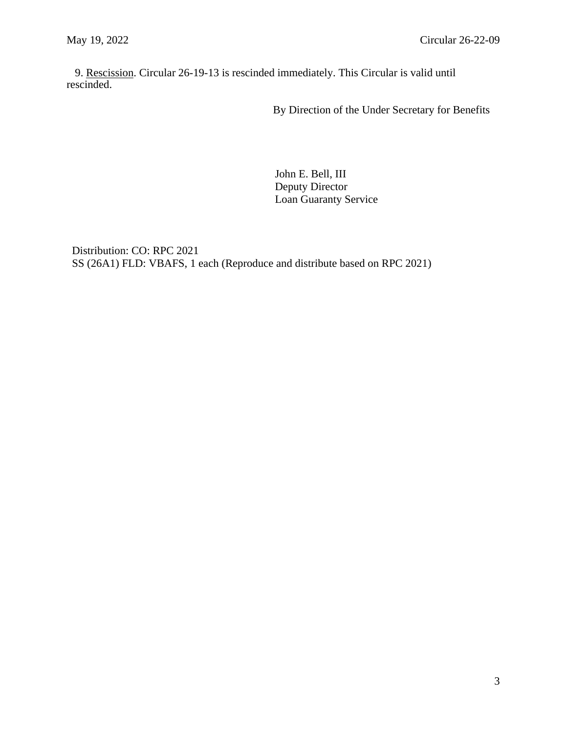9. Rescission. Circular 26-19-13 is rescinded immediately. This Circular is valid until rescinded.

By Direction of the Under Secretary for Benefits

John E. Bell, III
Deputy Director
Loan Guaranty Service

Distribution: CO: RPC 2021
SS (26A1) FLD: VBAFS, 1 each (Reproduce and distribute based on RPC 2021)